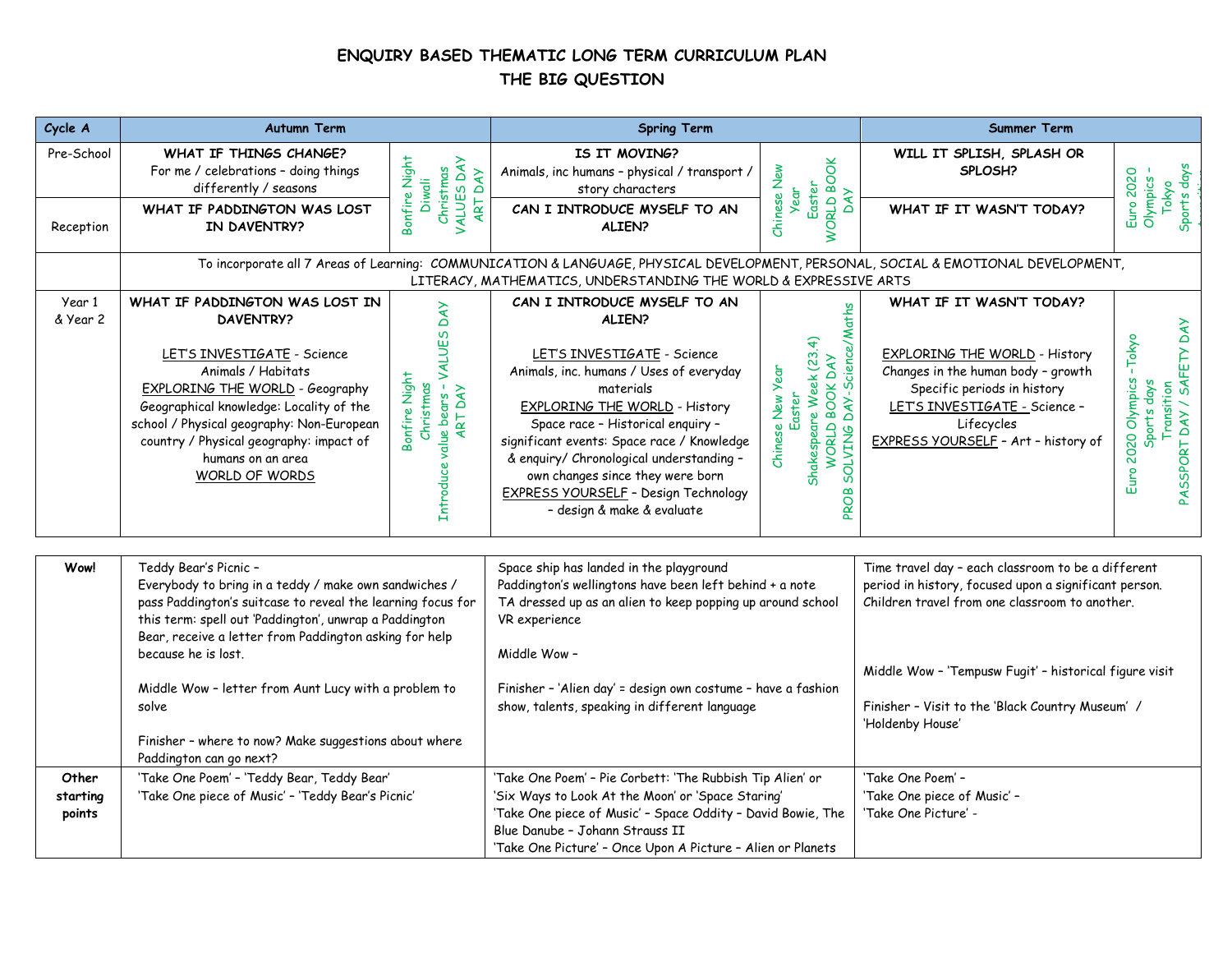# ENQUIRY BASED THEMATIC LONG TERM CURRICULUM PLAN

## THE BIG QUESTION

| Cycle A | Autumn Term | | Spring Term | | Summer Term | |
|---|---|---|---|---|---|---|
| Pre-School | **WHAT IF THINGS CHANGE?** For me / celebrations – doing things differently / seasons | Bonfire Night Diwali Christmas VALUES DAY ART DAY | **IS IT MOVING?** Animals, inc humans – physical / transport / story characters | Chinese New Year Easter WORLD BOOK DAY | **WILL IT SPLISH, SPLASH OR SPLOSH?** | Euro 2020 Olympics - Tokyo Sports days |
| Reception | **WHAT IF PADDINGTON WAS LOST IN DAVENTRY?** | | **CAN I INTRODUCE MYSELF TO AN ALIEN?** | | **WHAT IF IT WASN'T TODAY?** | |
| | To incorporate all 7 Areas of Learning: COMMUNICATION & LANGUAGE, PHYSICAL DEVELOPMENT, PERSONAL, SOCIAL & EMOTIONAL DEVELOPMENT, LITERACY, MATHEMATICS, UNDERSTANDING THE WORLD & EXPRESSIVE ARTS | | | | | |
| Year 1 & Year 2 | **WHAT IF PADDINGTON WAS LOST IN DAVENTRY?** <br><br> LET'S INVESTIGATE - Science <br> Animals / Habitats <br> EXPLORING THE WORLD - Geography <br> Geographical knowledge: Locality of the school / Physical geography: Non-European country / Physical geography: impact of humans on an area <br> WORLD OF WORDS | Bonfire Night Christmas Introduce value bears – VALUES DAY ART DAY | **CAN I INTRODUCE MYSELF TO AN ALIEN?** <br><br> LET'S INVESTIGATE - Science <br> Animals, inc. humans / Uses of everyday materials <br> EXPLORING THE WORLD - History <br> Space race – Historical enquiry – significant events: Space race / Knowledge & enquiry/ Chronological understanding – own changes since they were born <br> EXPRESS YOURSELF – Design Technology – design & make & evaluate | Chinese New Year Easter Shakespeare Week (23.4) WORLD BOOK DAY PROB SOLVING DAY-Science/Maths | **WHAT IF IT WASN'T TODAY?** <br><br> EXPLORING THE WORLD - History <br> Changes in the human body – growth <br> Specific periods in history <br> LET'S INVESTIGATE - Science – Lifecycles <br> EXPRESS YOURSELF – Art – history of | Euro 2020 Olympics -Tokyo Sports days Transition PASSPORT DAY / SAFETY DAY |

| | | | |
|---|---|---|---|
| **Wow!** | Teddy Bear's Picnic – <br> Everybody to bring in a teddy / make own sandwiches / pass Paddington's suitcase to reveal the learning focus for this term: spell out 'Paddington', unwrap a Paddington Bear, receive a letter from Paddington asking for help because he is lost. <br><br> Middle Wow – letter from Aunt Lucy with a problem to solve <br><br> Finisher – where to now? Make suggestions about where Paddington can go next? | Space ship has landed in the playground <br> Paddington's wellingtons have been left behind + a note <br> TA dressed up as an alien to keep popping up around school <br> VR experience <br><br> Middle Wow – <br><br> Finisher – 'Alien day' = design own costume – have a fashion show, talents, speaking in different language | Time travel day – each classroom to be a different period in history, focused upon a significant person. Children travel from one classroom to another. <br><br> Middle Wow – 'Tempusw Fugit' – historical figure visit <br><br> Finisher – Visit to the 'Black Country Museum' / 'Holdenby House' |
| **Other starting points** | 'Take One Poem' – 'Teddy Bear, Teddy Bear' <br> 'Take One piece of Music' – 'Teddy Bear's Picnic' | 'Take One Poem' – Pie Corbett: 'The Rubbish Tip Alien' or 'Six Ways to Look At the Moon' or 'Space Staring' <br> 'Take One piece of Music' – Space Oddity – David Bowie, The Blue Danube – Johann Strauss II <br> 'Take One Picture' – Once Upon A Picture – Alien or Planets | 'Take One Poem' – <br> 'Take One piece of Music' – <br> 'Take One Picture' - |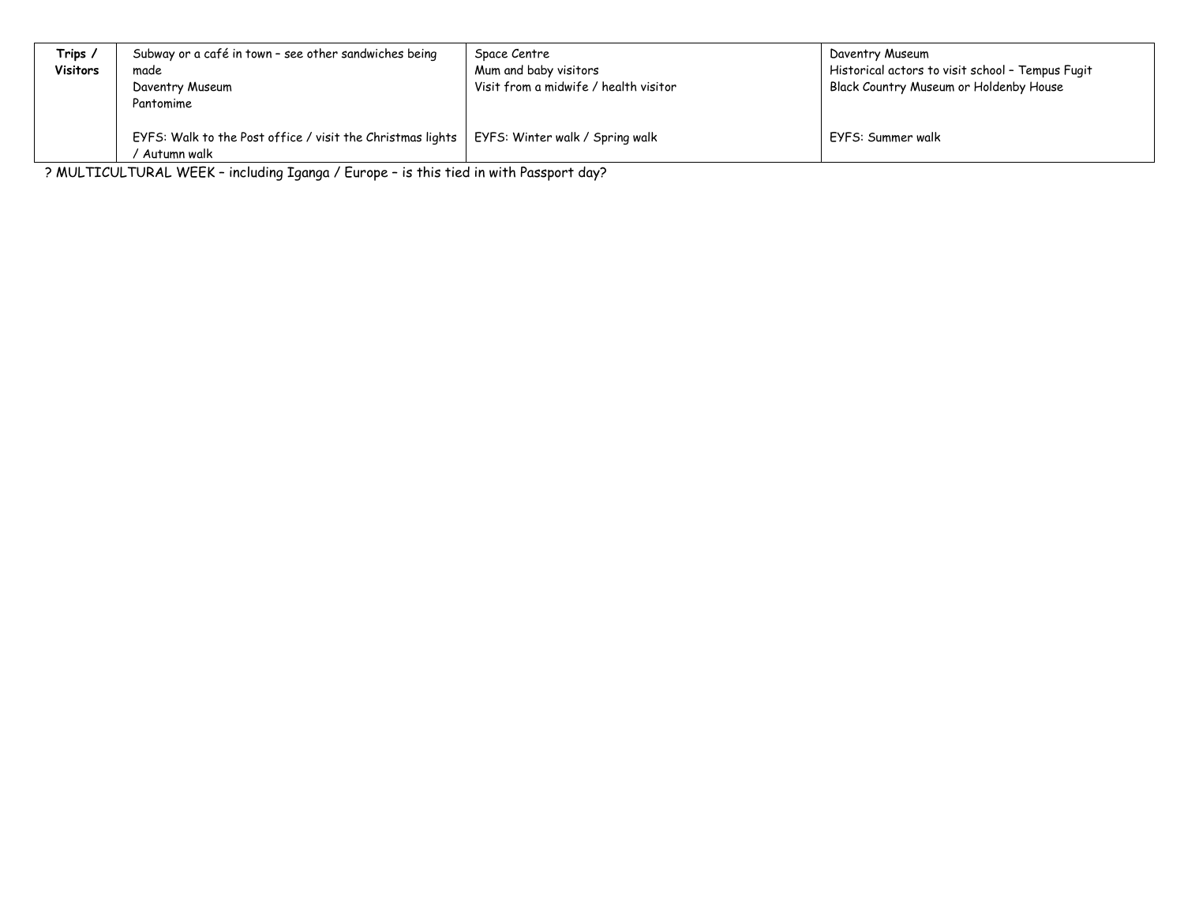| Trips / Visitors | Subway or a café in town – see other sandwiches being made<br>Daventry Museum<br>Pantomime<br><br>EYFS: Walk to the Post office / visit the Christmas lights / Autumn walk | Space Centre<br>Mum and baby visitors<br>Visit from a midwife / health visitor<br><br>EYFS: Winter walk / Spring walk | Daventry Museum<br>Historical actors to visit school – Tempus Fugit<br>Black Country Museum or Holdenby House<br><br>EYFS: Summer walk |
|---|---|---|---|

? MULTICULTURAL WEEK – including Iganga / Europe – is this tied in with Passport day?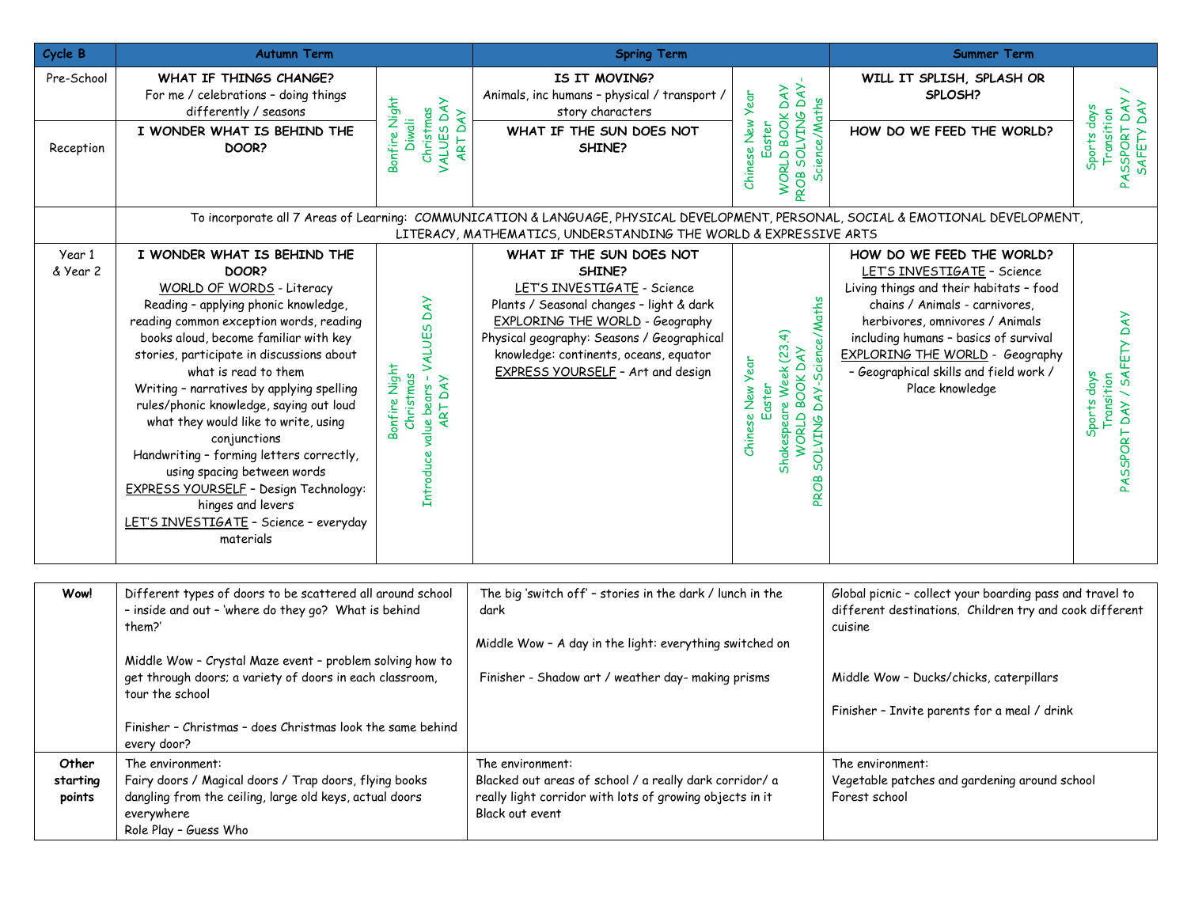| Cycle B | Autumn Term | | Spring Term | | Summer Term | |
|---|---|---|---|---|---|---|
| Pre-School | **WHAT IF THINGS CHANGE?** For me / celebrations – doing things differently / seasons | Bonfire Night Diwali Christmas VALUES DAY ART DAY | **IS IT MOVING?** Animals, inc humans – physical / transport / story characters | Chinese New Year Easter WORLD BOOK DAY PROB SOLVING DAY- Science/Maths | **WILL IT SPLISH, SPLASH OR SPLOSH?** | Sports days Transition PASSPORT DAY / SAFETY DAY |
| Reception | **I WONDER WHAT IS BEHIND THE DOOR?** | | **WHAT IF THE SUN DOES NOT SHINE?** | | **HOW DO WE FEED THE WORLD?** | |
| | To incorporate all 7 Areas of Learning: COMMUNICATION & LANGUAGE, PHYSICAL DEVELOPMENT, PERSONAL, SOCIAL & EMOTIONAL DEVELOPMENT, LITERACY, MATHEMATICS, UNDERSTANDING THE WORLD & EXPRESSIVE ARTS | | | | | |
| Year 1 & Year 2 | **I WONDER WHAT IS BEHIND THE DOOR?** WORLD OF WORDS - Literacy Reading – applying phonic knowledge, reading common exception words, reading books aloud, become familiar with key stories, participate in discussions about what is read to them Writing – narratives by applying spelling rules/phonic knowledge, saying out loud what they would like to write, using conjunctions Handwriting – forming letters correctly, using spacing between words EXPRESS YOURSELF – Design Technology: hinges and levers LET'S INVESTIGATE – Science – everyday materials | Bonfire Night Christmas Introduce value bears – VALUES DAY ART DAY | **WHAT IF THE SUN DOES NOT SHINE?** LET'S INVESTIGATE - Science Plants / Seasonal changes – light & dark EXPLORING THE WORLD - Geography Physical geography: Seasons / Geographical knowledge: continents, oceans, equator EXPRESS YOURSELF – Art and design | Chinese New Year Easter Shakespeare Week (23.4) WORLD BOOK DAY PROB SOLVING DAY-Science/Maths | **HOW DO WE FEED THE WORLD?** LET'S INVESTIGATE – Science Living things and their habitats – food chains / Animals - carnivores, herbivores, omnivores / Animals including humans – basics of survival EXPLORING THE WORLD - Geography – Geographical skills and field work / Place knowledge | Sports days Transition PASSPORT DAY / SAFETY DAY |

| | | | |
|---|---|---|---|
| **Wow!** | Different types of doors to be scattered all around school – inside and out – 'where do they go? What is behind them?'<br><br>Middle Wow – Crystal Maze event – problem solving how to get through doors; a variety of doors in each classroom, tour the school<br><br>Finisher – Christmas – does Christmas look the same behind every door? | The big 'switch off' – stories in the dark / lunch in the dark<br><br>Middle Wow – A day in the light: everything switched on<br><br>Finisher - Shadow art / weather day- making prisms | Global picnic – collect your boarding pass and travel to different destinations. Children try and cook different cuisine<br><br>Middle Wow – Ducks/chicks, caterpillars<br><br>Finisher – Invite parents for a meal / drink |
| **Other starting points** | The environment:<br>Fairy doors / Magical doors / Trap doors, flying books dangling from the ceiling, large old keys, actual doors everywhere<br>Role Play – Guess Who | The environment:<br>Blacked out areas of school / a really dark corridor/ a really light corridor with lots of growing objects in it<br>Black out event | The environment:<br>Vegetable patches and gardening around school<br>Forest school |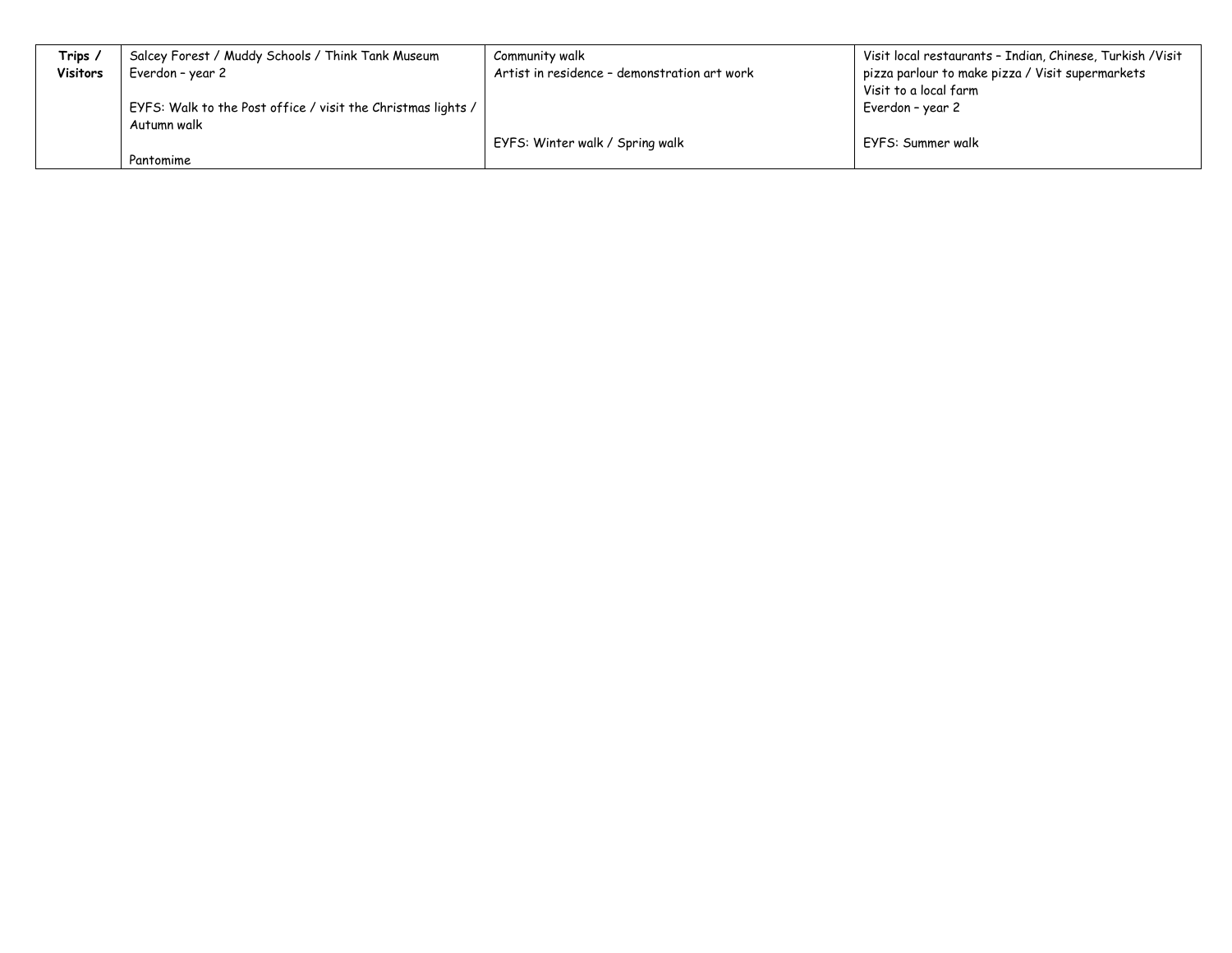| **Trips / Visitors** | Salcey Forest / Muddy Schools / Think Tank Museum<br>Everdon – year 2<br><br>EYFS: Walk to the Post office / visit the Christmas lights / Autumn walk<br><br>Pantomime | Community walk<br>Artist in residence – demonstration art work<br><br><br><br>EYFS: Winter walk / Spring walk | Visit local restaurants – Indian, Chinese, Turkish /Visit pizza parlour to make pizza / Visit supermarkets<br>Visit to a local farm<br>Everdon – year 2<br><br>EYFS: Summer walk |
|---|---|---|---|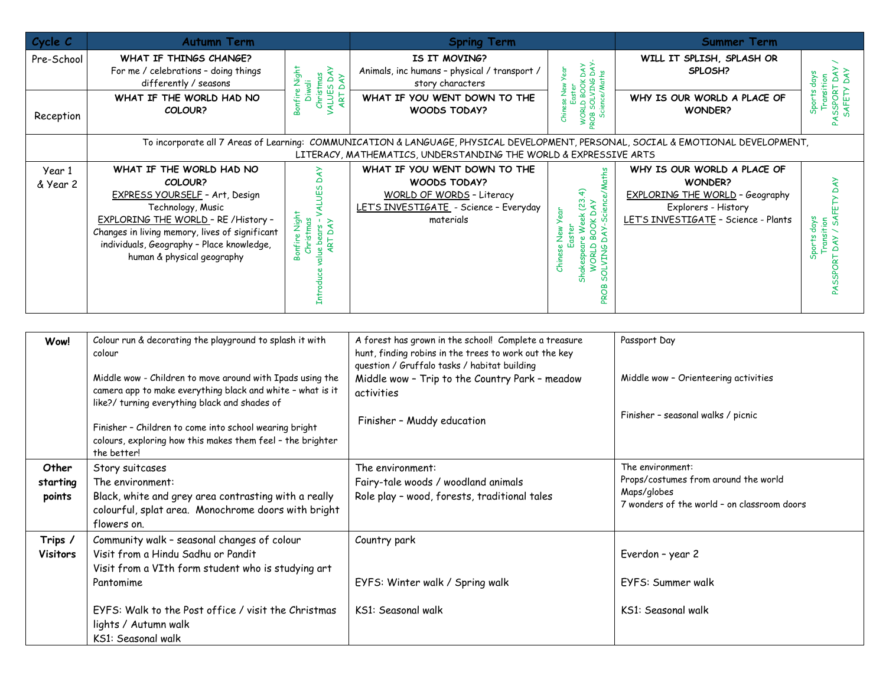| Cycle C | Autumn Term | | Spring Term | | Summer Term | |
|---|---|---|---|---|---|---|
| Pre-School | **WHAT IF THINGS CHANGE?**<br>For me / celebrations – doing things differently / seasons | Bonfire Night<br>Diwali<br>Christmas<br>VALUES DAY<br>ART DAY | **IS IT MOVING?**<br>Animals, inc humans – physical / transport / story characters | Chinese New Year<br>Easter<br>WORLD BOOK DAY<br>PROB SOLVING DAY-Science/Maths | **WILL IT SPLISH, SPLASH OR SPLOSH?** | Sports days<br>Transition<br>PASSPORT DAY / SAFETY DAY |
| Reception | **WHAT IF THE WORLD HAD NO COLOUR?** | | **WHAT IF YOU WENT DOWN TO THE WOODS TODAY?** | | **WHY IS OUR WORLD A PLACE OF WONDER?** | |
| | To incorporate all 7 Areas of Learning: COMMUNICATION & LANGUAGE, PHYSICAL DEVELOPMENT, PERSONAL, SOCIAL & EMOTIONAL DEVELOPMENT, LITERACY, MATHEMATICS, UNDERSTANDING THE WORLD & EXPRESSIVE ARTS | | | | | |
| Year 1 & Year 2 | **WHAT IF THE WORLD HAD NO COLOUR?**<br>EXPRESS YOURSELF – Art, Design Technology, Music<br>EXPLORING THE WORLD – RE /History – Changes in living memory, lives of significant individuals, Geography – Place knowledge, human & physical geography | Bonfire Night<br>Christmas<br>Introduce value bears - VALUES DAY<br>ART DAY | **WHAT IF YOU WENT DOWN TO THE WOODS TODAY?**<br>WORLD OF WORDS – Literacy<br>LET'S INVESTIGATE - Science – Everyday materials | Chinese New Year<br>Easter<br>Shakespeare Week (23.4)<br>WORLD BOOK DAY<br>PROB SOLVING DAY-Science/Maths | **WHY IS OUR WORLD A PLACE OF WONDER?**<br>EXPLORING THE WORLD – Geography<br>Explorers - History<br>LET'S INVESTIGATE – Science - Plants | Sports days<br>Transition<br>PASSPORT DAY / SAFETY DAY |

| | | | |
|---|---|---|---|
| **Wow!** | Colour run & decorating the playground to splash it with colour<br><br>Middle wow - Children to move around with Ipads using the camera app to make everything black and white – what is it like?/ turning everything black and shades of<br><br>Finisher – Children to come into school wearing bright colours, exploring how this makes them feel – the brighter the better! | A forest has grown in the school! Complete a treasure hunt, finding robins in the trees to work out the key question / Gruffalo tasks / habitat building<br>Middle wow – Trip to the Country Park – meadow activities<br><br>Finisher – Muddy education | Passport Day<br><br>Middle wow – Orienteering activities<br><br>Finisher – seasonal walks / picnic |
| **Other starting points** | Story suitcases<br>The environment:<br>Black, white and grey area contrasting with a really colourful, splat area. Monochrome doors with bright flowers on. | The environment:<br>Fairy-tale woods / woodland animals<br>Role play – wood, forests, traditional tales | The environment:<br>Props/costumes from around the world<br>Maps/globes<br>7 wonders of the world – on classroom doors |
| **Trips / Visitors** | Community walk – seasonal changes of colour<br>Visit from a Hindu Sadhu or Pandit<br>Visit from a VIth form student who is studying art<br>Pantomime<br><br>EYFS: Walk to the Post office / visit the Christmas lights / Autumn walk<br>KS1: Seasonal walk | Country park<br><br>EYFS: Winter walk / Spring walk<br><br>KS1: Seasonal walk | Everdon – year 2<br><br>EYFS: Summer walk<br><br>KS1: Seasonal walk |